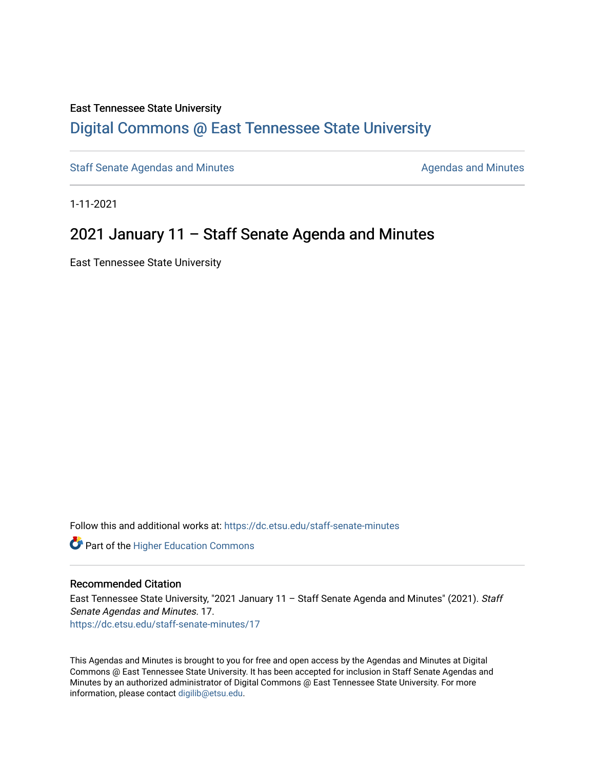East Tennessee State University

## Digital Commons @ East Tennessee State University

Staff Senate Agendas and Minutes | Agendas and Minutes

1-11-2021

# 2021 January 11 – Staff Senate Agenda and Minutes

East Tennessee State University

Follow this and additional works at: https://dc.etsu.edu/staff-senate-minutes

Part of the Higher Education Commons

### Recommended Citation

East Tennessee State University, "2021 January 11 – Staff Senate Agenda and Minutes" (2021). *Staff Senate Agendas and Minutes*. 17.
https://dc.etsu.edu/staff-senate-minutes/17

This Agendas and Minutes is brought to you for free and open access by the Agendas and Minutes at Digital Commons @ East Tennessee State University. It has been accepted for inclusion in Staff Senate Agendas and Minutes by an authorized administrator of Digital Commons @ East Tennessee State University. For more information, please contact digilib@etsu.edu.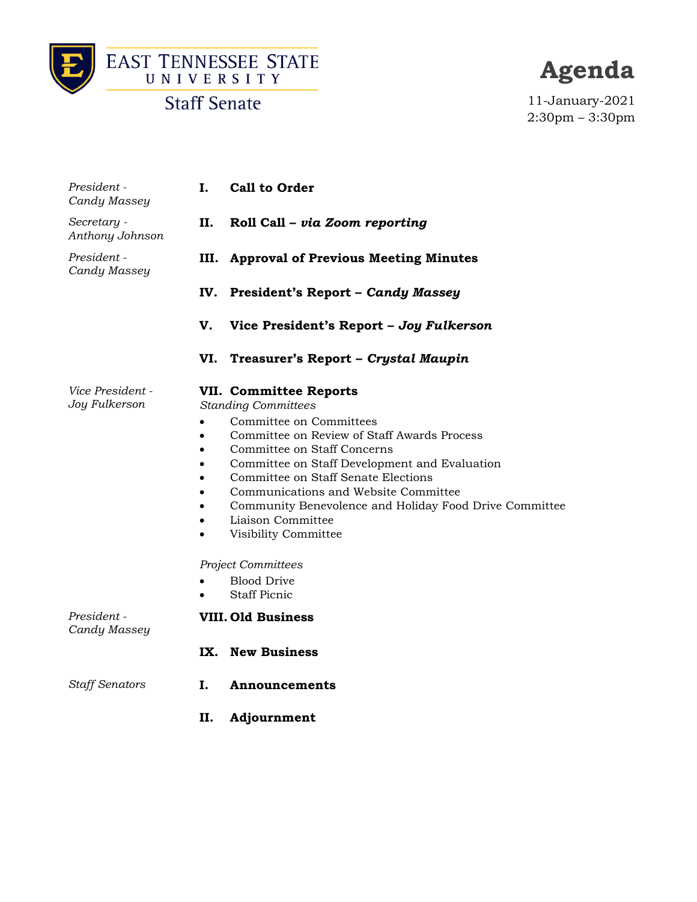East Tennessee State University

Staff Senate

# Agenda

11-January-2021
2:30pm – 3:30pm

*President - Candy Massey*

**I. Call to Order**

*Secretary - Anthony Johnson*

**II. Roll Call – *via Zoom reporting***

*President - Candy Massey*

**III. Approval of Previous Meeting Minutes**

**IV. President's Report – *Candy Massey***

**V. Vice President's Report – *Joy Fulkerson***

**VI. Treasurer's Report – *Crystal Maupin***

*Vice President - Joy Fulkerson*

**VII. Committee Reports**

*Standing Committees*

- Committee on Committees
- Committee on Review of Staff Awards Process
- Committee on Staff Concerns
- Committee on Staff Development and Evaluation
- Committee on Staff Senate Elections
- Communications and Website Committee
- Community Benevolence and Holiday Food Drive Committee
- Liaison Committee
- Visibility Committee

*Project Committees*

- Blood Drive
- Staff Picnic

*President - Candy Massey*

**VIII. Old Business**

**IX. New Business**

*Staff Senators*

**I. Announcements**

**II. Adjournment**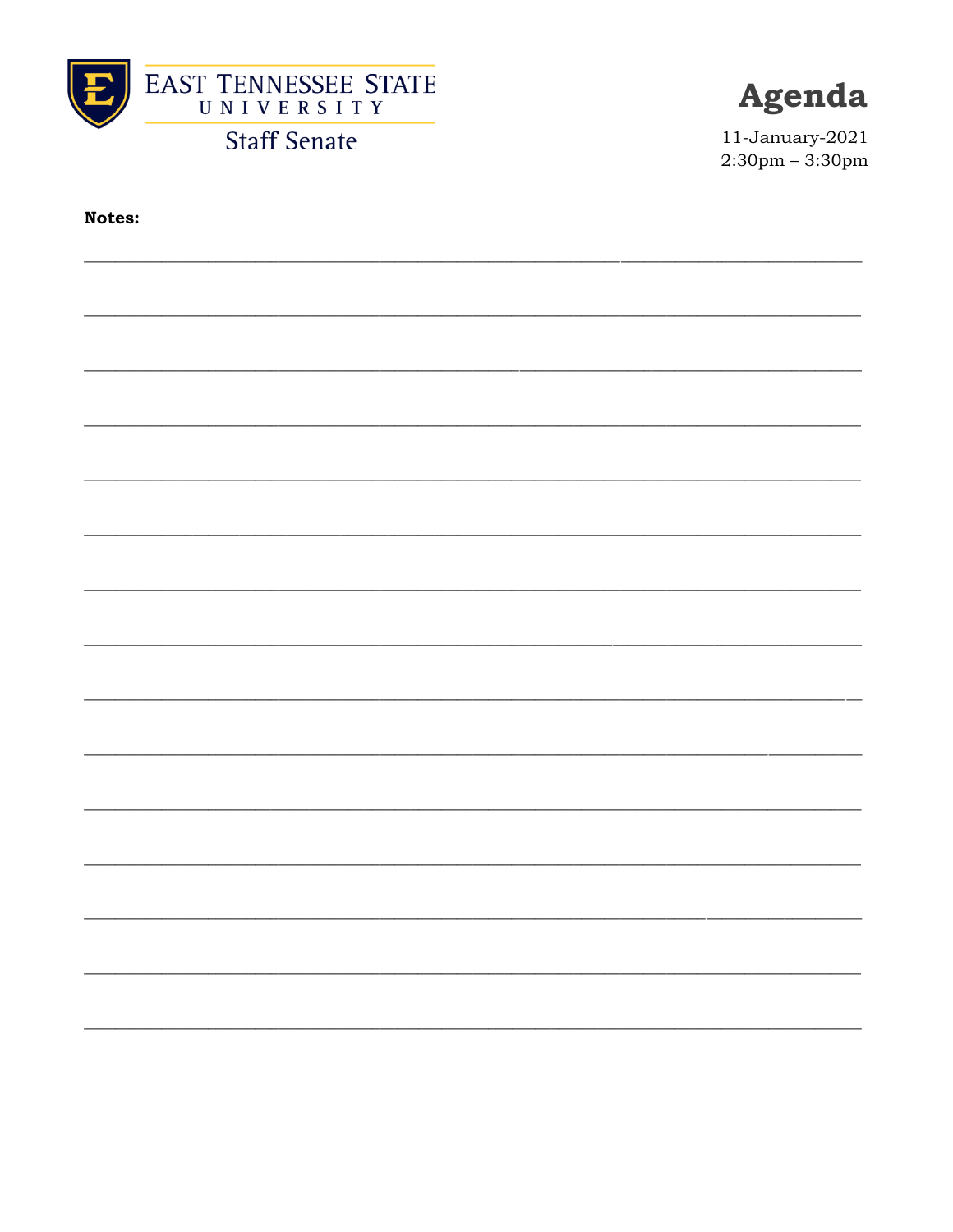East Tennessee State University
Staff Senate

# Agenda

11-January-2021
2:30pm – 3:30pm

**Notes:**

_______________________________________________________________________________

_______________________________________________________________________________

_______________________________________________________________________________

_______________________________________________________________________________

_______________________________________________________________________________

_______________________________________________________________________________

_______________________________________________________________________________

_______________________________________________________________________________

_______________________________________________________________________________

_______________________________________________________________________________

_______________________________________________________________________________

_______________________________________________________________________________

_______________________________________________________________________________

_______________________________________________________________________________

_______________________________________________________________________________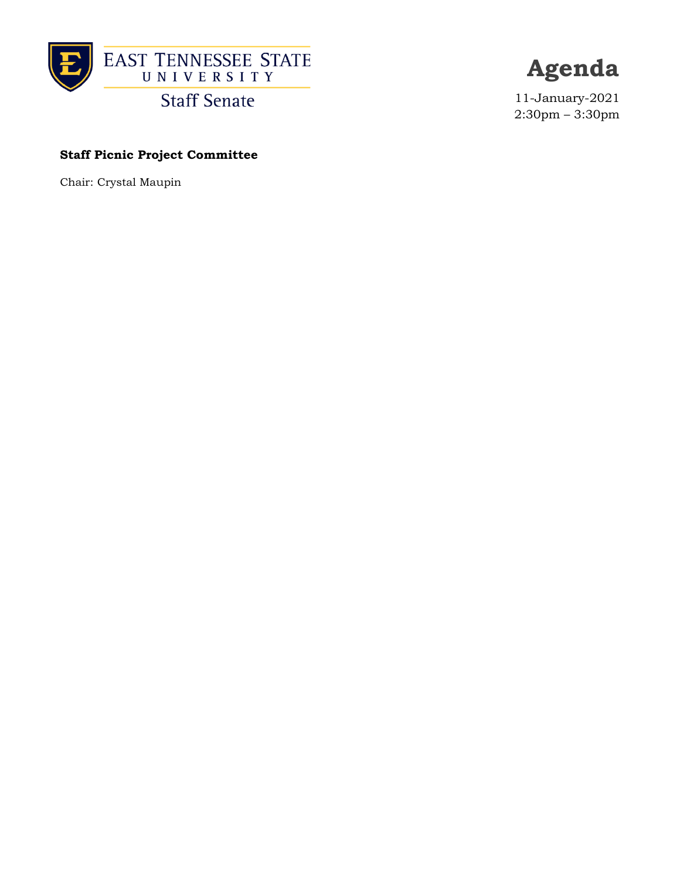East Tennessee State University

Staff Senate

# Agenda

11-January-2021
2:30pm – 3:30pm

**Staff Picnic Project Committee**

Chair: Crystal Maupin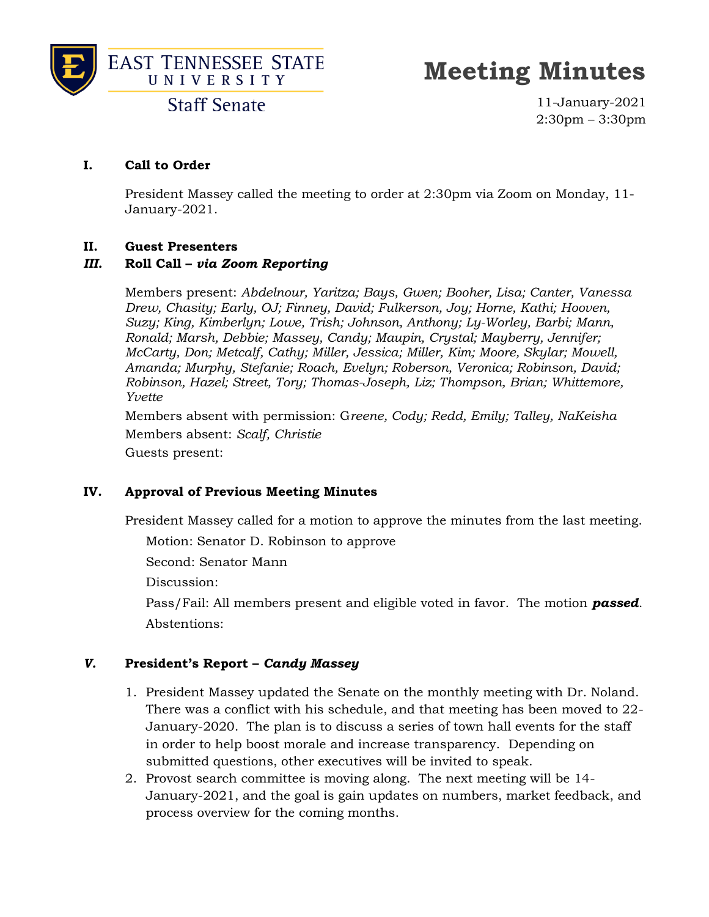East Tennessee State University
Staff Senate

# Meeting Minutes

11-January-2021
2:30pm – 3:30pm

## I. Call to Order

President Massey called the meeting to order at 2:30pm via Zoom on Monday, 11-January-2021.

## II. Guest Presenters

## *III.* Roll Call – *via Zoom Reporting*

Members present: *Abdelnour, Yaritza; Bays, Gwen; Booher, Lisa; Canter, Vanessa Drew, Chasity; Early, OJ; Finney, David; Fulkerson, Joy; Horne, Kathi; Hooven, Suzy; King, Kimberlyn; Lowe, Trish; Johnson, Anthony; Ly-Worley, Barbi; Mann, Ronald; Marsh, Debbie; Massey, Candy; Maupin, Crystal; Mayberry, Jennifer; McCarty, Don; Metcalf, Cathy; Miller, Jessica; Miller, Kim; Moore, Skylar; Mowell, Amanda; Murphy, Stefanie; Roach, Evelyn; Roberson, Veronica; Robinson, David; Robinson, Hazel; Street, Tory; Thomas-Joseph, Liz; Thompson, Brian; Whittemore, Yvette*

Members absent with permission: G*reene, Cody; Redd, Emily; Talley, NaKeisha*

Members absent: *Scalf, Christie*

Guests present:

## IV. Approval of Previous Meeting Minutes

President Massey called for a motion to approve the minutes from the last meeting.

Motion: Senator D. Robinson to approve

Second: Senator Mann

Discussion:

Pass/Fail: All members present and eligible voted in favor. The motion ***passed***.

Abstentions:

## *V.* President's Report – *Candy Massey*

1. President Massey updated the Senate on the monthly meeting with Dr. Noland. There was a conflict with his schedule, and that meeting has been moved to 22-January-2020. The plan is to discuss a series of town hall events for the staff in order to help boost morale and increase transparency. Depending on submitted questions, other executives will be invited to speak.
2. Provost search committee is moving along. The next meeting will be 14-January-2021, and the goal is gain updates on numbers, market feedback, and process overview for the coming months.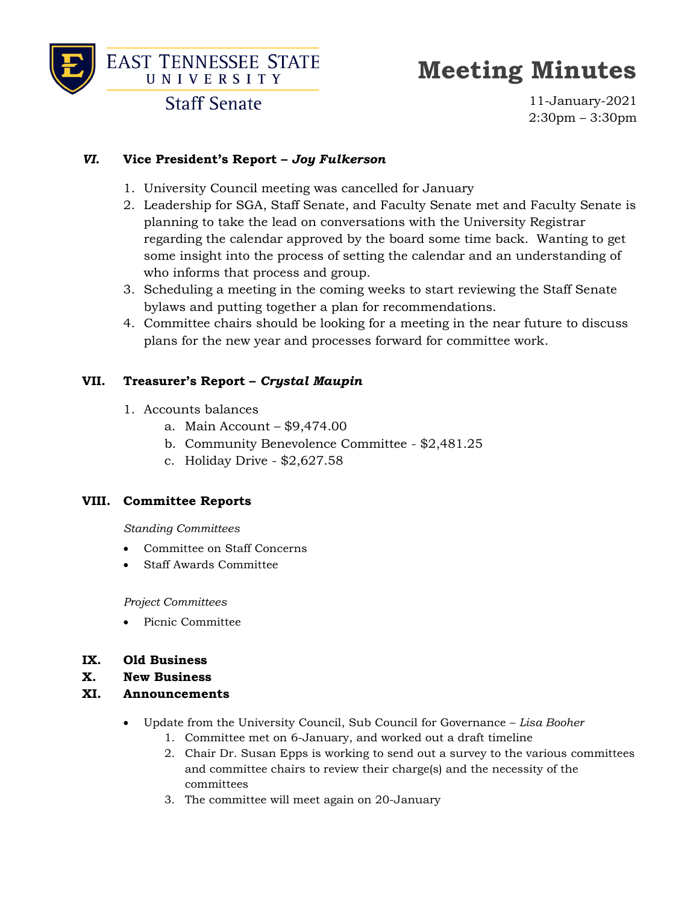# Meeting Minutes

East Tennessee State University
Staff Senate

11-January-2021
2:30pm – 3:30pm

## *VI.* Vice President's Report – *Joy Fulkerson*

1. University Council meeting was cancelled for January
2. Leadership for SGA, Staff Senate, and Faculty Senate met and Faculty Senate is planning to take the lead on conversations with the University Registrar regarding the calendar approved by the board some time back. Wanting to get some insight into the process of setting the calendar and an understanding of who informs that process and group.
3. Scheduling a meeting in the coming weeks to start reviewing the Staff Senate bylaws and putting together a plan for recommendations.
4. Committee chairs should be looking for a meeting in the near future to discuss plans for the new year and processes forward for committee work.

## VII. Treasurer's Report – *Crystal Maupin*

1. Accounts balances
   a. Main Account – $9,474.00
   b. Community Benevolence Committee - $2,481.25
   c. Holiday Drive - $2,627.58

## VIII. Committee Reports

*Standing Committees*

- Committee on Staff Concerns
- Staff Awards Committee

*Project Committees*

- Picnic Committee

## IX. Old Business

## X. New Business

## XI. Announcements

- Update from the University Council, Sub Council for Governance – *Lisa Booher*
  1. Committee met on 6-January, and worked out a draft timeline
  2. Chair Dr. Susan Epps is working to send out a survey to the various committees and committee chairs to review their charge(s) and the necessity of the committees
  3. The committee will meet again on 20-January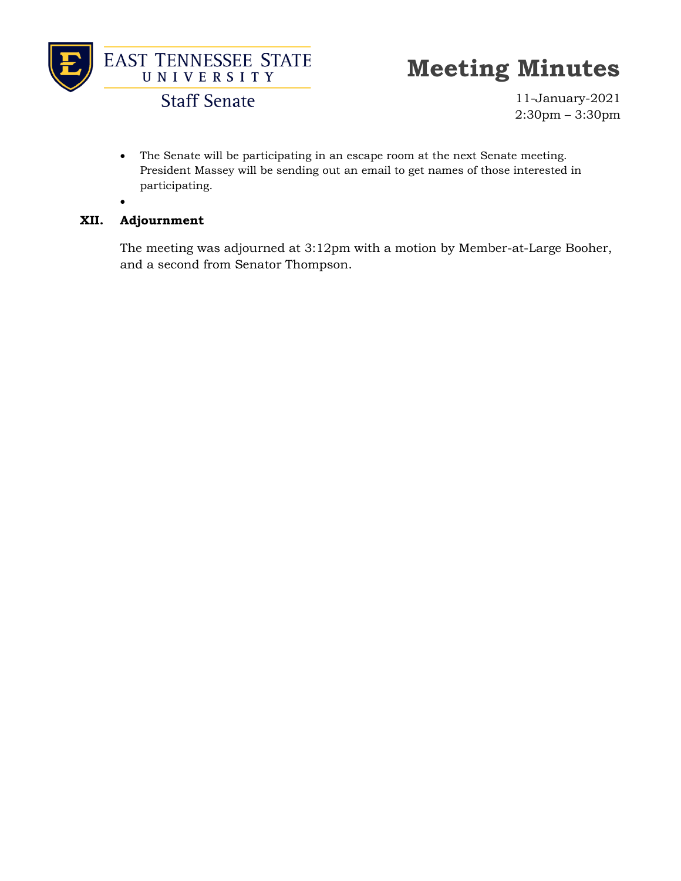- The Senate will be participating in an escape room at the next Senate meeting. President Massey will be sending out an email to get names of those interested in participating.
- 

## XII. Adjournment

The meeting was adjourned at 3:12pm with a motion by Member-at-Large Booher, and a second from Senator Thompson.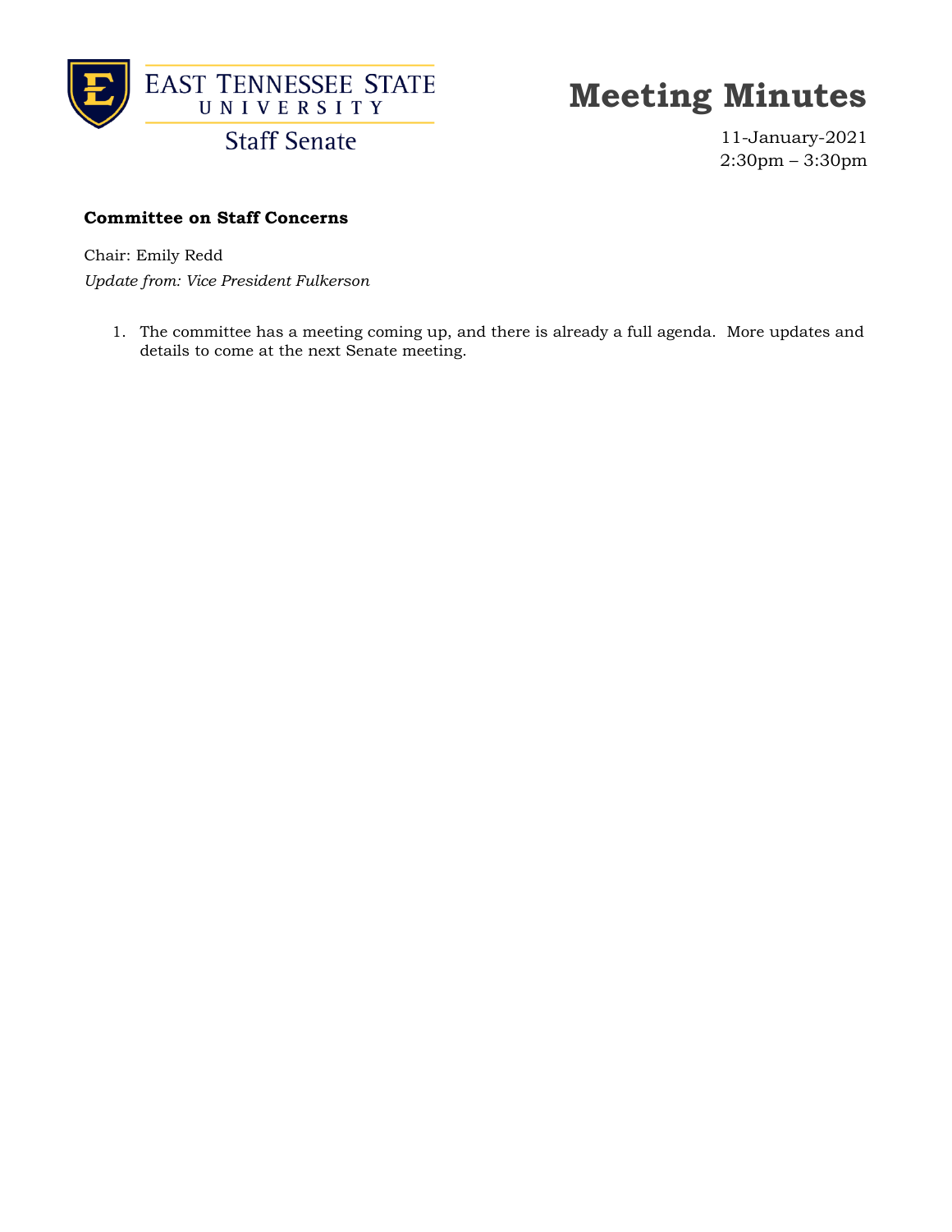**Committee on Staff Concerns**

Chair: Emily Redd

*Update from: Vice President Fulkerson*

1. The committee has a meeting coming up, and there is already a full agenda. More updates and details to come at the next Senate meeting.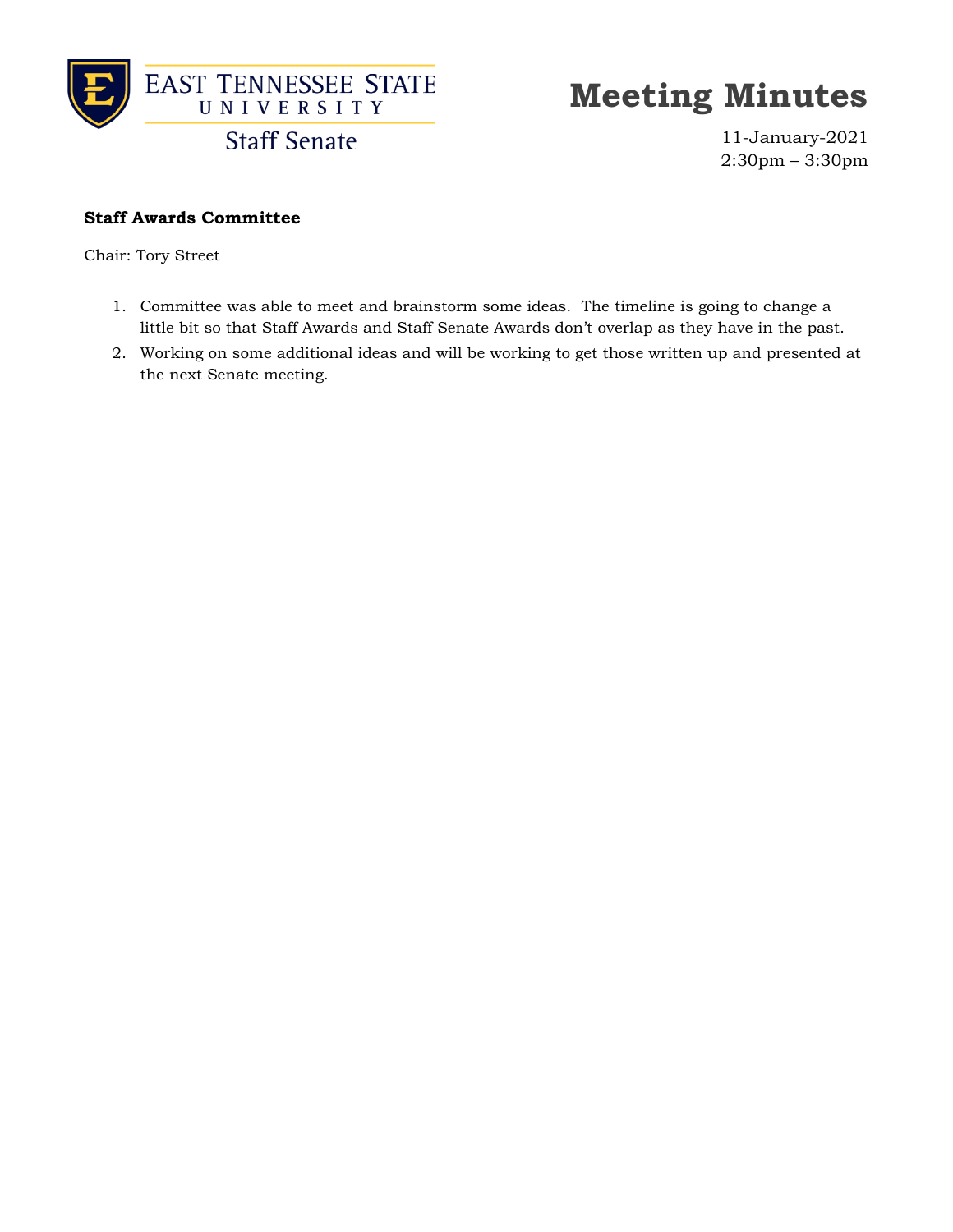### Staff Awards Committee

Chair: Tory Street

1. Committee was able to meet and brainstorm some ideas. The timeline is going to change a little bit so that Staff Awards and Staff Senate Awards don't overlap as they have in the past.
2. Working on some additional ideas and will be working to get those written up and presented at the next Senate meeting.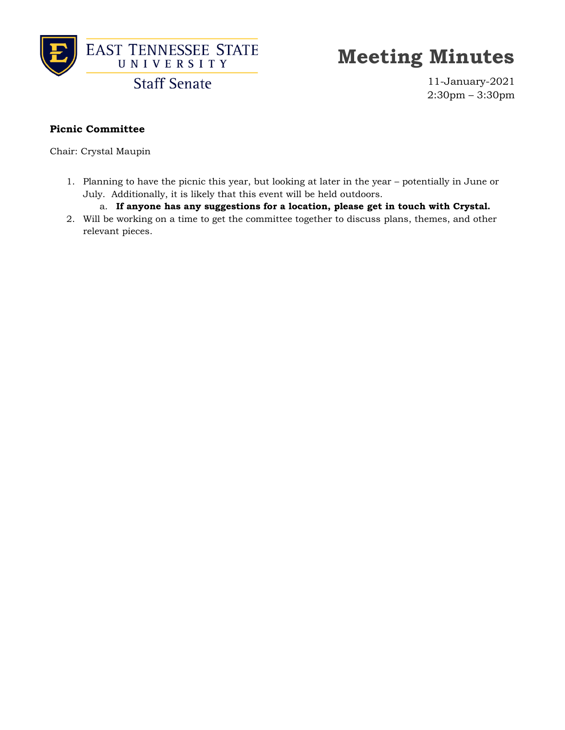# Meeting Minutes

11-January-2021
2:30pm – 3:30pm

**Picnic Committee**

Chair: Crystal Maupin

1. Planning to have the picnic this year, but looking at later in the year – potentially in June or July. Additionally, it is likely that this event will be held outdoors.
   a. **If anyone has any suggestions for a location, please get in touch with Crystal.**
2. Will be working on a time to get the committee together to discuss plans, themes, and other relevant pieces.